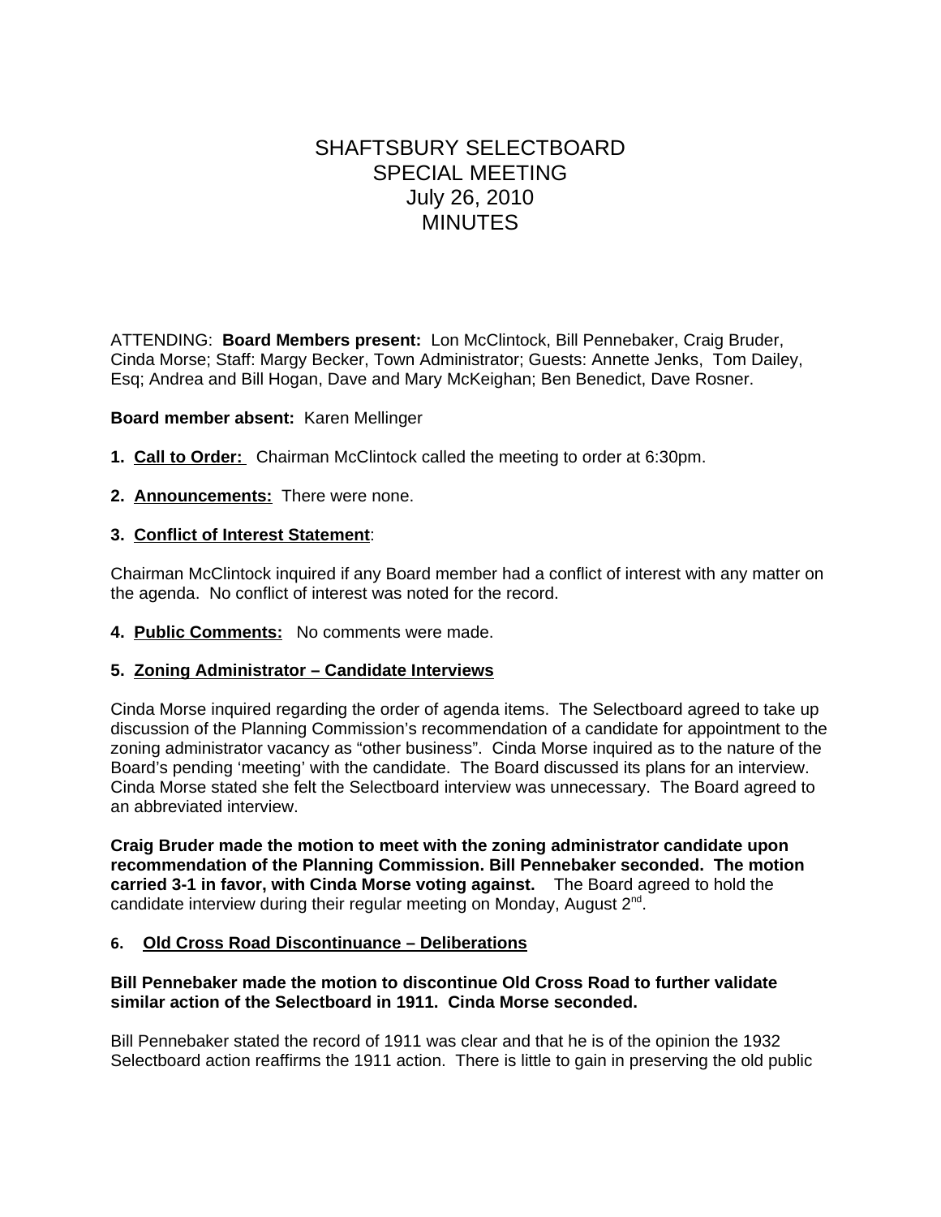# SHAFTSBURY SELECTBOARD
# SPECIAL MEETING
# July 26, 2010
# MINUTES

ATTENDING: **Board Members present:** Lon McClintock, Bill Pennebaker, Craig Bruder, Cinda Morse; Staff: Margy Becker, Town Administrator; Guests: Annette Jenks, Tom Dailey, Esq; Andrea and Bill Hogan, Dave and Mary McKeighan; Ben Benedict, Dave Rosner.

**Board member absent:** Karen Mellinger

**1. Call to Order:** Chairman McClintock called the meeting to order at 6:30pm.

**2. Announcements:** There were none.

**3. Conflict of Interest Statement**:

Chairman McClintock inquired if any Board member had a conflict of interest with any matter on the agenda. No conflict of interest was noted for the record.

**4. Public Comments:** No comments were made.

**5. Zoning Administrator – Candidate Interviews**

Cinda Morse inquired regarding the order of agenda items. The Selectboard agreed to take up discussion of the Planning Commission's recommendation of a candidate for appointment to the zoning administrator vacancy as "other business". Cinda Morse inquired as to the nature of the Board's pending 'meeting' with the candidate. The Board discussed its plans for an interview. Cinda Morse stated she felt the Selectboard interview was unnecessary. The Board agreed to an abbreviated interview.

**Craig Bruder made the motion to meet with the zoning administrator candidate upon recommendation of the Planning Commission. Bill Pennebaker seconded. The motion carried 3-1 in favor, with Cinda Morse voting against.** The Board agreed to hold the candidate interview during their regular meeting on Monday, August 2nd.

**6. Old Cross Road Discontinuance – Deliberations**

**Bill Pennebaker made the motion to discontinue Old Cross Road to further validate similar action of the Selectboard in 1911. Cinda Morse seconded.**

Bill Pennebaker stated the record of 1911 was clear and that he is of the opinion the 1932 Selectboard action reaffirms the 1911 action. There is little to gain in preserving the old public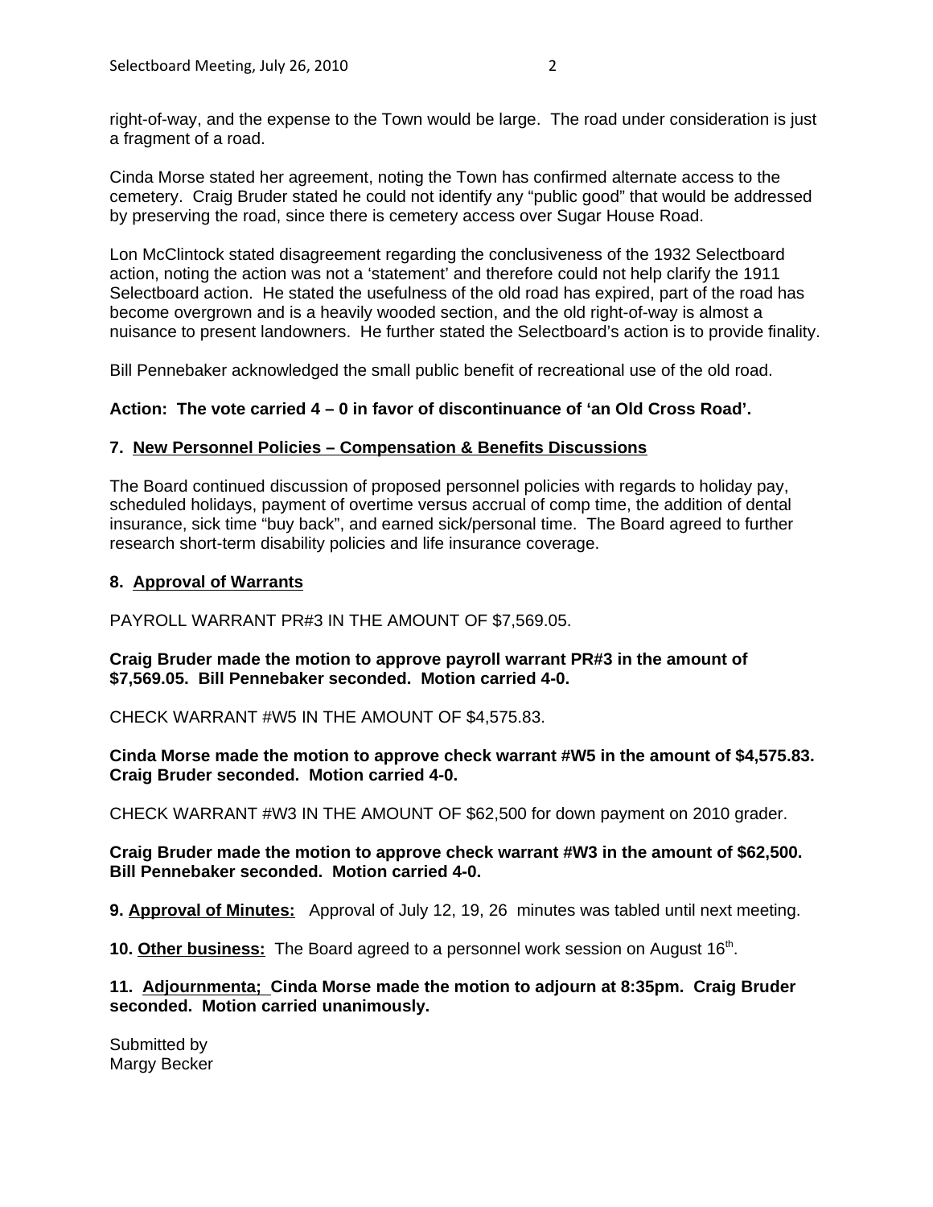right-of-way, and the expense to the Town would be large. The road under consideration is just a fragment of a road.

Cinda Morse stated her agreement, noting the Town has confirmed alternate access to the cemetery. Craig Bruder stated he could not identify any "public good" that would be addressed by preserving the road, since there is cemetery access over Sugar House Road.

Lon McClintock stated disagreement regarding the conclusiveness of the 1932 Selectboard action, noting the action was not a 'statement' and therefore could not help clarify the 1911 Selectboard action. He stated the usefulness of the old road has expired, part of the road has become overgrown and is a heavily wooded section, and the old right-of-way is almost a nuisance to present landowners. He further stated the Selectboard's action is to provide finality.

Bill Pennebaker acknowledged the small public benefit of recreational use of the old road.

**Action: The vote carried 4 – 0 in favor of discontinuance of 'an Old Cross Road'.**

**7. <u>New Personnel Policies – Compensation & Benefits Discussions</u>**

The Board continued discussion of proposed personnel policies with regards to holiday pay, scheduled holidays, payment of overtime versus accrual of comp time, the addition of dental insurance, sick time "buy back", and earned sick/personal time. The Board agreed to further research short-term disability policies and life insurance coverage.

**8. <u>Approval of Warrants</u>**

PAYROLL WARRANT PR#3 IN THE AMOUNT OF $7,569.05.

**Craig Bruder made the motion to approve payroll warrant PR#3 in the amount of $7,569.05. Bill Pennebaker seconded. Motion carried 4-0.**

CHECK WARRANT #W5 IN THE AMOUNT OF $4,575.83.

**Cinda Morse made the motion to approve check warrant #W5 in the amount of $4,575.83. Craig Bruder seconded. Motion carried 4-0.**

CHECK WARRANT #W3 IN THE AMOUNT OF $62,500 for down payment on 2010 grader.

**Craig Bruder made the motion to approve check warrant #W3 in the amount of $62,500. Bill Pennebaker seconded. Motion carried 4-0.**

**9. <u>Approval of Minutes:</u>** Approval of July 12, 19, 26 minutes was tabled until next meeting.

**10. <u>Other business:</u>** The Board agreed to a personnel work session on August 16th.

**11. <u>Adjournmenta;</u> Cinda Morse made the motion to adjourn at 8:35pm. Craig Bruder seconded. Motion carried unanimously.**

Submitted by
Margy Becker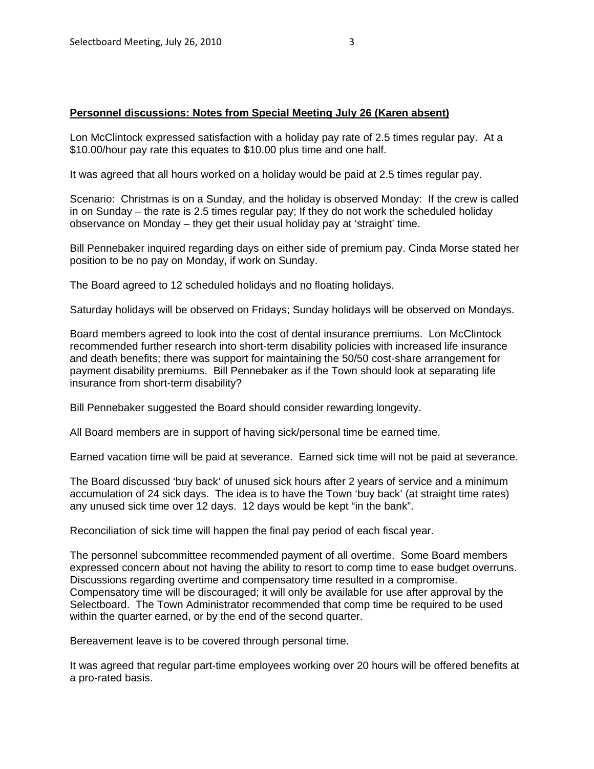**Personnel discussions: Notes from Special Meeting July 26 (Karen absent)**

Lon McClintock expressed satisfaction with a holiday pay rate of 2.5 times regular pay. At a $10.00/hour pay rate this equates to $10.00 plus time and one half.

It was agreed that all hours worked on a holiday would be paid at 2.5 times regular pay.

Scenario: Christmas is on a Sunday, and the holiday is observed Monday: If the crew is called in on Sunday – the rate is 2.5 times regular pay; If they do not work the scheduled holiday observance on Monday – they get their usual holiday pay at 'straight' time.

Bill Pennebaker inquired regarding days on either side of premium pay. Cinda Morse stated her position to be no pay on Monday, if work on Sunday.

The Board agreed to 12 scheduled holidays and no floating holidays.

Saturday holidays will be observed on Fridays; Sunday holidays will be observed on Mondays.

Board members agreed to look into the cost of dental insurance premiums. Lon McClintock recommended further research into short-term disability policies with increased life insurance and death benefits; there was support for maintaining the 50/50 cost-share arrangement for payment disability premiums. Bill Pennebaker as if the Town should look at separating life insurance from short-term disability?

Bill Pennebaker suggested the Board should consider rewarding longevity.

All Board members are in support of having sick/personal time be earned time.

Earned vacation time will be paid at severance. Earned sick time will not be paid at severance.

The Board discussed 'buy back' of unused sick hours after 2 years of service and a minimum accumulation of 24 sick days. The idea is to have the Town 'buy back' (at straight time rates) any unused sick time over 12 days. 12 days would be kept "in the bank".

Reconciliation of sick time will happen the final pay period of each fiscal year.

The personnel subcommittee recommended payment of all overtime. Some Board members expressed concern about not having the ability to resort to comp time to ease budget overruns. Discussions regarding overtime and compensatory time resulted in a compromise. Compensatory time will be discouraged; it will only be available for use after approval by the Selectboard. The Town Administrator recommended that comp time be required to be used within the quarter earned, or by the end of the second quarter.

Bereavement leave is to be covered through personal time.

It was agreed that regular part-time employees working over 20 hours will be offered benefits at a pro-rated basis.